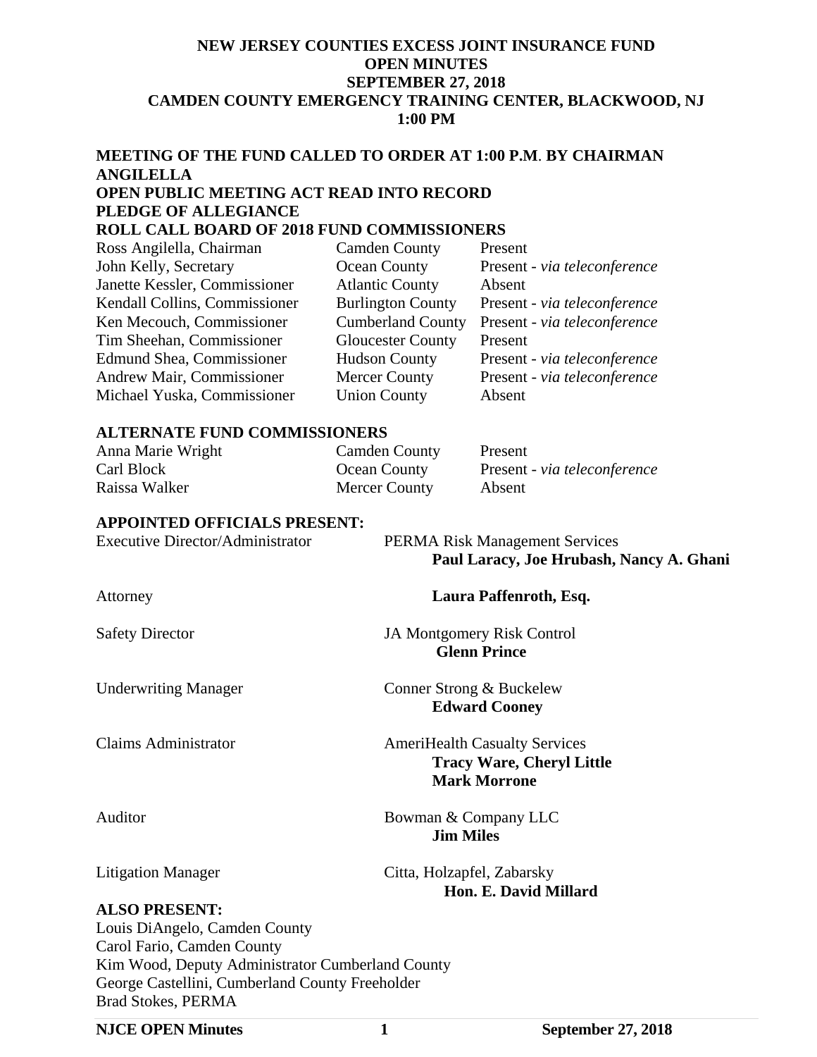# NEW JERSEY COUNTIES EXCESS JOINT INSURANCE FUND
# OPEN MINUTES
# SEPTEMBER 27, 2018
# CAMDEN COUNTY EMERGENCY TRAINING CENTER, BLACKWOOD, NJ
# 1:00 PM

**MEETING OF THE FUND CALLED TO ORDER AT 1:00 P.M. BY CHAIRMAN ANGILELLA**
**OPEN PUBLIC MEETING ACT READ INTO RECORD**
**PLEDGE OF ALLEGIANCE**
**ROLL CALL BOARD OF 2018 FUND COMMISSIONERS**

| | | |
|---|---|---|
| Ross Angilella, Chairman | Camden County | Present |
| John Kelly, Secretary | Ocean County | Present - *via teleconference* |
| Janette Kessler, Commissioner | Atlantic County | Absent |
| Kendall Collins, Commissioner | Burlington County | Present - *via teleconference* |
| Ken Mecouch, Commissioner | Cumberland County | Present - *via teleconference* |
| Tim Sheehan, Commissioner | Gloucester County | Present |
| Edmund Shea, Commissioner | Hudson County | Present - *via teleconference* |
| Andrew Mair, Commissioner | Mercer County | Present - *via teleconference* |
| Michael Yuska, Commissioner | Union County | Absent |

**ALTERNATE FUND COMMISSIONERS**

| | | |
|---|---|---|
| Anna Marie Wright | Camden County | Present |
| Carl Block | Ocean County | Present - *via teleconference* |
| Raissa Walker | Mercer County | Absent |

**APPOINTED OFFICIALS PRESENT:**

| | |
|---|---|
| Executive Director/Administrator | PERMA Risk Management Services<br>**Paul Laracy, Joe Hrubash, Nancy A. Ghani** |
| Attorney | **Laura Paffenroth, Esq.** |
| Safety Director | JA Montgomery Risk Control<br>**Glenn Prince** |
| Underwriting Manager | Conner Strong & Buckelew<br>**Edward Cooney** |
| Claims Administrator | AmeriHealth Casualty Services<br>**Tracy Ware, Cheryl Little**<br>**Mark Morrone** |
| Auditor | Bowman & Company LLC<br>**Jim Miles** |
| Litigation Manager | Citta, Holzapfel, Zabarsky<br>**Hon. E. David Millard** |

**ALSO PRESENT:**
Louis DiAngelo, Camden County
Carol Fario, Camden County
Kim Wood, Deputy Administrator Cumberland County
George Castellini, Cumberland County Freeholder
Brad Stokes, PERMA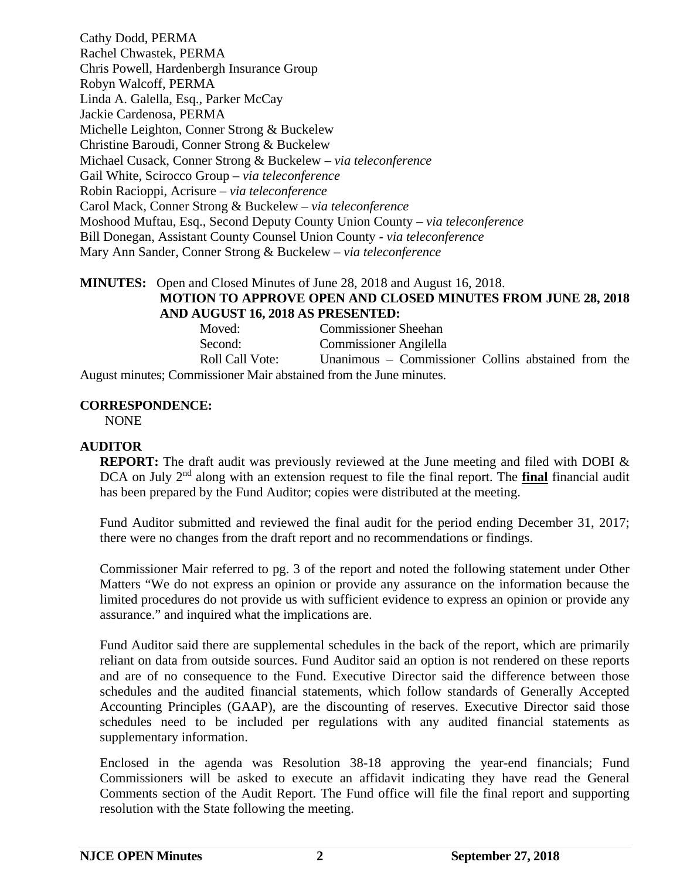Cathy Dodd, PERMA
Rachel Chwastek, PERMA
Chris Powell, Hardenbergh Insurance Group
Robyn Walcoff, PERMA
Linda A. Galella, Esq., Parker McCay
Jackie Cardenosa, PERMA
Michelle Leighton, Conner Strong & Buckelew
Christine Baroudi, Conner Strong & Buckelew
Michael Cusack, Conner Strong & Buckelew – *via teleconference*
Gail White, Scirocco Group – *via teleconference*
Robin Racioppi, Acrisure – *via teleconference*
Carol Mack, Conner Strong & Buckelew – *via teleconference*
Moshood Muftau, Esq., Second Deputy County Union County – *via teleconference*
Bill Donegan, Assistant County Counsel Union County - *via teleconference*
Mary Ann Sander, Conner Strong & Buckelew – *via teleconference*

**MINUTES:** Open and Closed Minutes of June 28, 2018 and August 16, 2018.

**MOTION TO APPROVE OPEN AND CLOSED MINUTES FROM JUNE 28, 2018 AND AUGUST 16, 2018 AS PRESENTED:**

Moved: Commissioner Sheehan
Second: Commissioner Angilella
Roll Call Vote: Unanimous – Commissioner Collins abstained from the August minutes; Commissioner Mair abstained from the June minutes.

**CORRESPONDENCE:**
NONE

**AUDITOR**

**REPORT:** The draft audit was previously reviewed at the June meeting and filed with DOBI & DCA on July 2nd along with an extension request to file the final report. The **final** financial audit has been prepared by the Fund Auditor; copies were distributed at the meeting.

Fund Auditor submitted and reviewed the final audit for the period ending December 31, 2017; there were no changes from the draft report and no recommendations or findings.

Commissioner Mair referred to pg. 3 of the report and noted the following statement under Other Matters "We do not express an opinion or provide any assurance on the information because the limited procedures do not provide us with sufficient evidence to express an opinion or provide any assurance." and inquired what the implications are.

Fund Auditor said there are supplemental schedules in the back of the report, which are primarily reliant on data from outside sources. Fund Auditor said an option is not rendered on these reports and are of no consequence to the Fund. Executive Director said the difference between those schedules and the audited financial statements, which follow standards of Generally Accepted Accounting Principles (GAAP), are the discounting of reserves. Executive Director said those schedules need to be included per regulations with any audited financial statements as supplementary information.

Enclosed in the agenda was Resolution 38-18 approving the year-end financials; Fund Commissioners will be asked to execute an affidavit indicating they have read the General Comments section of the Audit Report. The Fund office will file the final report and supporting resolution with the State following the meeting.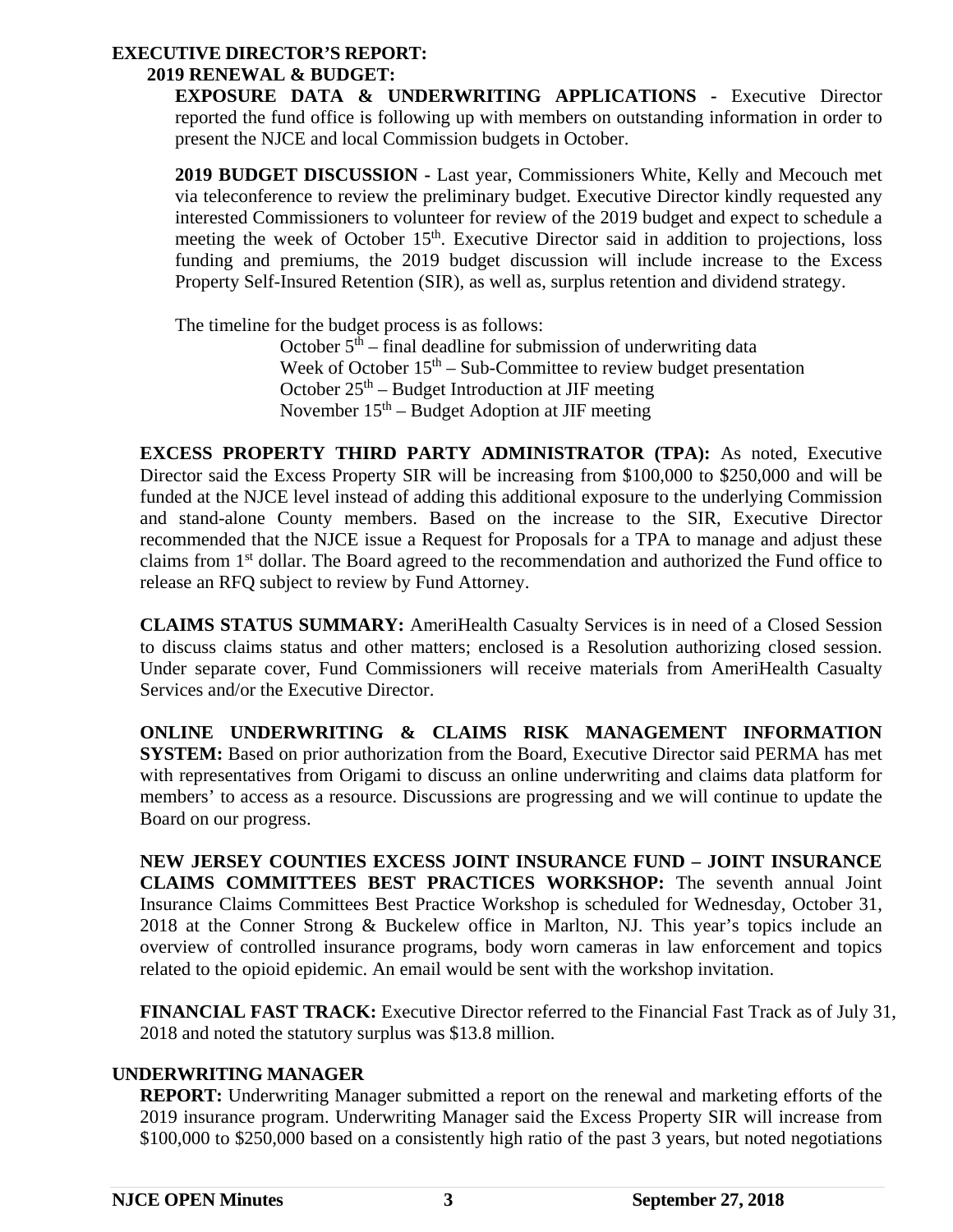**EXECUTIVE DIRECTOR'S REPORT:**

**2019 RENEWAL & BUDGET:**

**EXPOSURE DATA & UNDERWRITING APPLICATIONS -** Executive Director reported the fund office is following up with members on outstanding information in order to present the NJCE and local Commission budgets in October.

**2019 BUDGET DISCUSSION -** Last year, Commissioners White, Kelly and Mecouch met via teleconference to review the preliminary budget. Executive Director kindly requested any interested Commissioners to volunteer for review of the 2019 budget and expect to schedule a meeting the week of October 15th. Executive Director said in addition to projections, loss funding and premiums, the 2019 budget discussion will include increase to the Excess Property Self-Insured Retention (SIR), as well as, surplus retention and dividend strategy.

The timeline for the budget process is as follows:

October 5th – final deadline for submission of underwriting data
Week of October 15th – Sub-Committee to review budget presentation
October 25th – Budget Introduction at JIF meeting
November 15th – Budget Adoption at JIF meeting

**EXCESS PROPERTY THIRD PARTY ADMINISTRATOR (TPA):** As noted, Executive Director said the Excess Property SIR will be increasing from $100,000 to $250,000 and will be funded at the NJCE level instead of adding this additional exposure to the underlying Commission and stand-alone County members. Based on the increase to the SIR, Executive Director recommended that the NJCE issue a Request for Proposals for a TPA to manage and adjust these claims from 1st dollar. The Board agreed to the recommendation and authorized the Fund office to release an RFQ subject to review by Fund Attorney.

**CLAIMS STATUS SUMMARY:** AmeriHealth Casualty Services is in need of a Closed Session to discuss claims status and other matters; enclosed is a Resolution authorizing closed session. Under separate cover, Fund Commissioners will receive materials from AmeriHealth Casualty Services and/or the Executive Director.

**ONLINE UNDERWRITING & CLAIMS RISK MANAGEMENT INFORMATION SYSTEM:** Based on prior authorization from the Board, Executive Director said PERMA has met with representatives from Origami to discuss an online underwriting and claims data platform for members' to access as a resource. Discussions are progressing and we will continue to update the Board on our progress.

**NEW JERSEY COUNTIES EXCESS JOINT INSURANCE FUND – JOINT INSURANCE CLAIMS COMMITTEES BEST PRACTICES WORKSHOP:** The seventh annual Joint Insurance Claims Committees Best Practice Workshop is scheduled for Wednesday, October 31, 2018 at the Conner Strong & Buckelew office in Marlton, NJ. This year's topics include an overview of controlled insurance programs, body worn cameras in law enforcement and topics related to the opioid epidemic. An email would be sent with the workshop invitation.

**FINANCIAL FAST TRACK:** Executive Director referred to the Financial Fast Track as of July 31, 2018 and noted the statutory surplus was $13.8 million.

**UNDERWRITING MANAGER**

**REPORT:** Underwriting Manager submitted a report on the renewal and marketing efforts of the 2019 insurance program. Underwriting Manager said the Excess Property SIR will increase from $100,000 to $250,000 based on a consistently high ratio of the past 3 years, but noted negotiations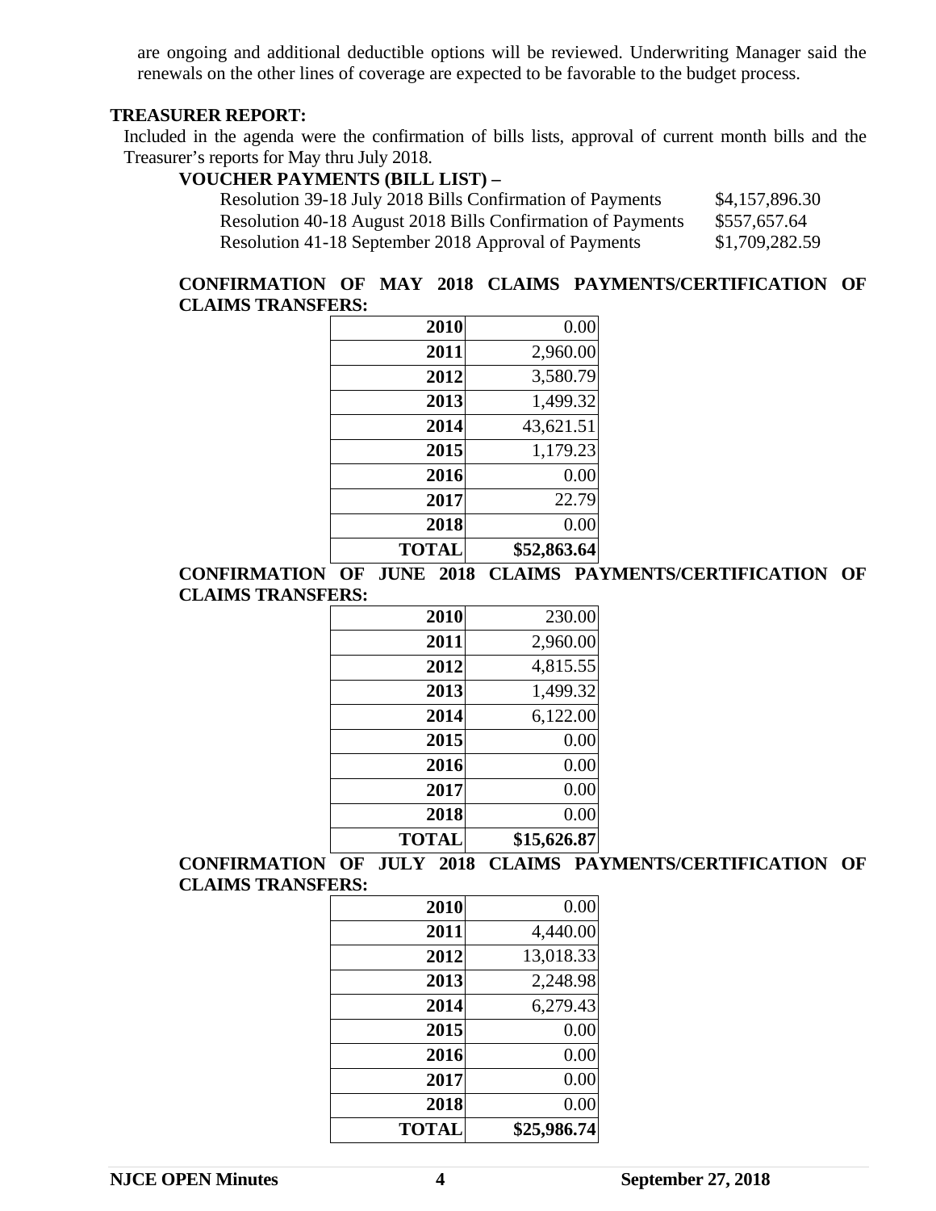are ongoing and additional deductible options will be reviewed. Underwriting Manager said the renewals on the other lines of coverage are expected to be favorable to the budget process.

**TREASURER REPORT:**

Included in the agenda were the confirmation of bills lists, approval of current month bills and the Treasurer's reports for May thru July 2018.

**VOUCHER PAYMENTS (BILL LIST) –**

| | |
|---|---|
| Resolution 39-18 July 2018 Bills Confirmation of Payments | $4,157,896.30 |
| Resolution 40-18 August 2018 Bills Confirmation of Payments | $557,657.64 |
| Resolution 41-18 September 2018 Approval of Payments | $1,709,282.59 |

**CONFIRMATION OF MAY 2018 CLAIMS PAYMENTS/CERTIFICATION OF CLAIMS TRANSFERS:**

| | |
|---|---|
| **2010** | 0.00 |
| **2011** | 2,960.00 |
| **2012** | 3,580.79 |
| **2013** | 1,499.32 |
| **2014** | 43,621.51 |
| **2015** | 1,179.23 |
| **2016** | 0.00 |
| **2017** | 22.79 |
| **2018** | 0.00 |
| **TOTAL** | **$52,863.64** |

**CONFIRMATION OF JUNE 2018 CLAIMS PAYMENTS/CERTIFICATION OF CLAIMS TRANSFERS:**

| | |
|---|---|
| **2010** | 230.00 |
| **2011** | 2,960.00 |
| **2012** | 4,815.55 |
| **2013** | 1,499.32 |
| **2014** | 6,122.00 |
| **2015** | 0.00 |
| **2016** | 0.00 |
| **2017** | 0.00 |
| **2018** | 0.00 |
| **TOTAL** | **$15,626.87** |

**CONFIRMATION OF JULY 2018 CLAIMS PAYMENTS/CERTIFICATION OF CLAIMS TRANSFERS:**

| | |
|---|---|
| **2010** | 0.00 |
| **2011** | 4,440.00 |
| **2012** | 13,018.33 |
| **2013** | 2,248.98 |
| **2014** | 6,279.43 |
| **2015** | 0.00 |
| **2016** | 0.00 |
| **2017** | 0.00 |
| **2018** | 0.00 |
| **TOTAL** | **$25,986.74** |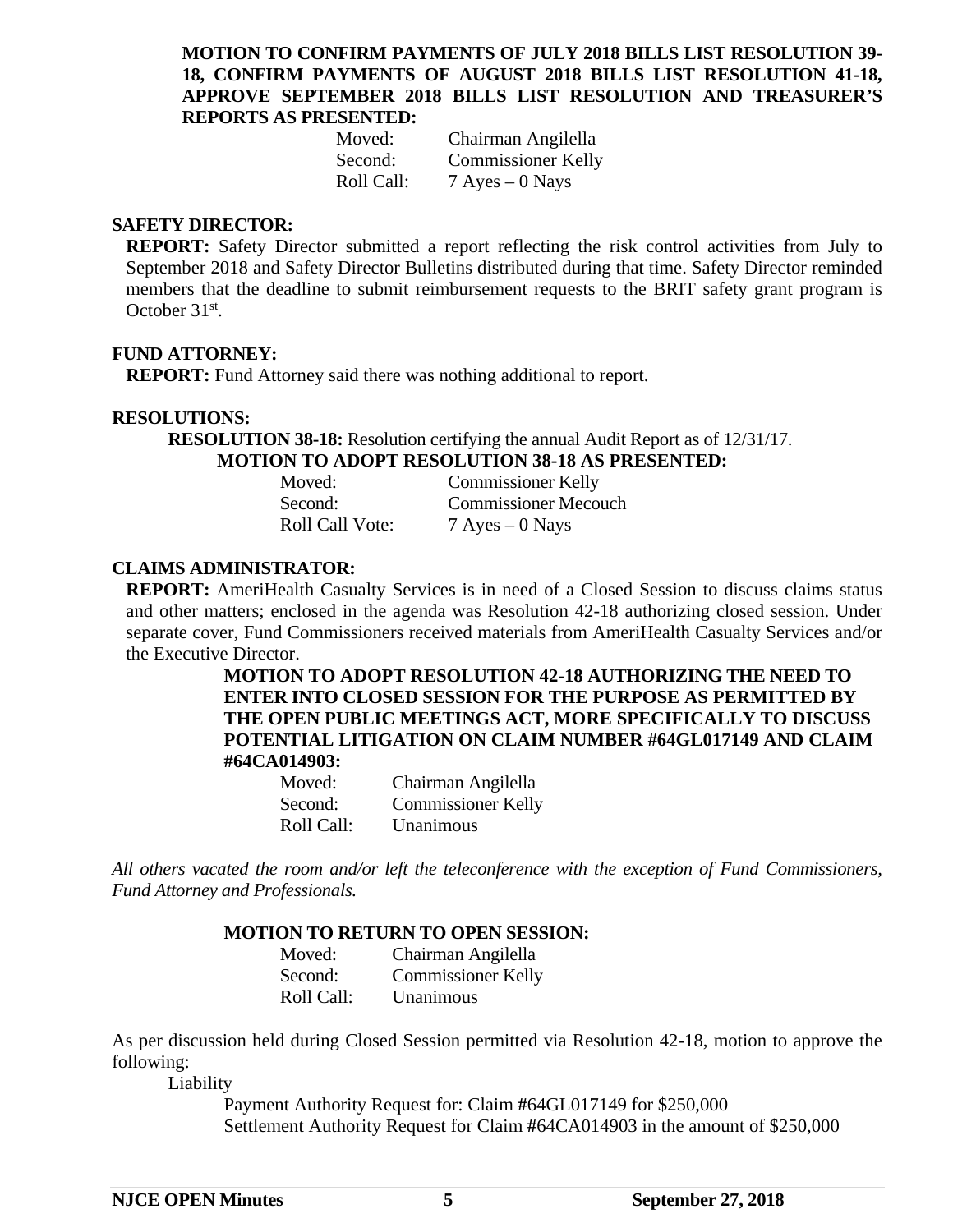**MOTION TO CONFIRM PAYMENTS OF JULY 2018 BILLS LIST RESOLUTION 39-18, CONFIRM PAYMENTS OF AUGUST 2018 BILLS LIST RESOLUTION 41-18, APPROVE SEPTEMBER 2018 BILLS LIST RESOLUTION AND TREASURER'S REPORTS AS PRESENTED:**

Moved: Chairman Angilella
Second: Commissioner Kelly
Roll Call: 7 Ayes – 0 Nays

**SAFETY DIRECTOR:**

**REPORT:** Safety Director submitted a report reflecting the risk control activities from July to September 2018 and Safety Director Bulletins distributed during that time. Safety Director reminded members that the deadline to submit reimbursement requests to the BRIT safety grant program is October 31st.

**FUND ATTORNEY:**

**REPORT:** Fund Attorney said there was nothing additional to report.

**RESOLUTIONS:**

**RESOLUTION 38-18:** Resolution certifying the annual Audit Report as of 12/31/17.

**MOTION TO ADOPT RESOLUTION 38-18 AS PRESENTED:**

Moved: Commissioner Kelly
Second: Commissioner Mecouch
Roll Call Vote: 7 Ayes – 0 Nays

**CLAIMS ADMINISTRATOR:**

**REPORT:** AmeriHealth Casualty Services is in need of a Closed Session to discuss claims status and other matters; enclosed in the agenda was Resolution 42-18 authorizing closed session. Under separate cover, Fund Commissioners received materials from AmeriHealth Casualty Services and/or the Executive Director.

**MOTION TO ADOPT RESOLUTION 42-18 AUTHORIZING THE NEED TO ENTER INTO CLOSED SESSION FOR THE PURPOSE AS PERMITTED BY THE OPEN PUBLIC MEETINGS ACT, MORE SPECIFICALLY TO DISCUSS POTENTIAL LITIGATION ON CLAIM NUMBER #64GL017149 AND CLAIM #64CA014903:**

Moved: Chairman Angilella
Second: Commissioner Kelly
Roll Call: Unanimous

*All others vacated the room and/or left the teleconference with the exception of Fund Commissioners, Fund Attorney and Professionals.*

**MOTION TO RETURN TO OPEN SESSION:**

Moved: Chairman Angilella
Second: Commissioner Kelly
Roll Call: Unanimous

As per discussion held during Closed Session permitted via Resolution 42-18, motion to approve the following:

Liability

Payment Authority Request for: Claim #64GL017149 for $250,000
Settlement Authority Request for Claim #64CA014903 in the amount of $250,000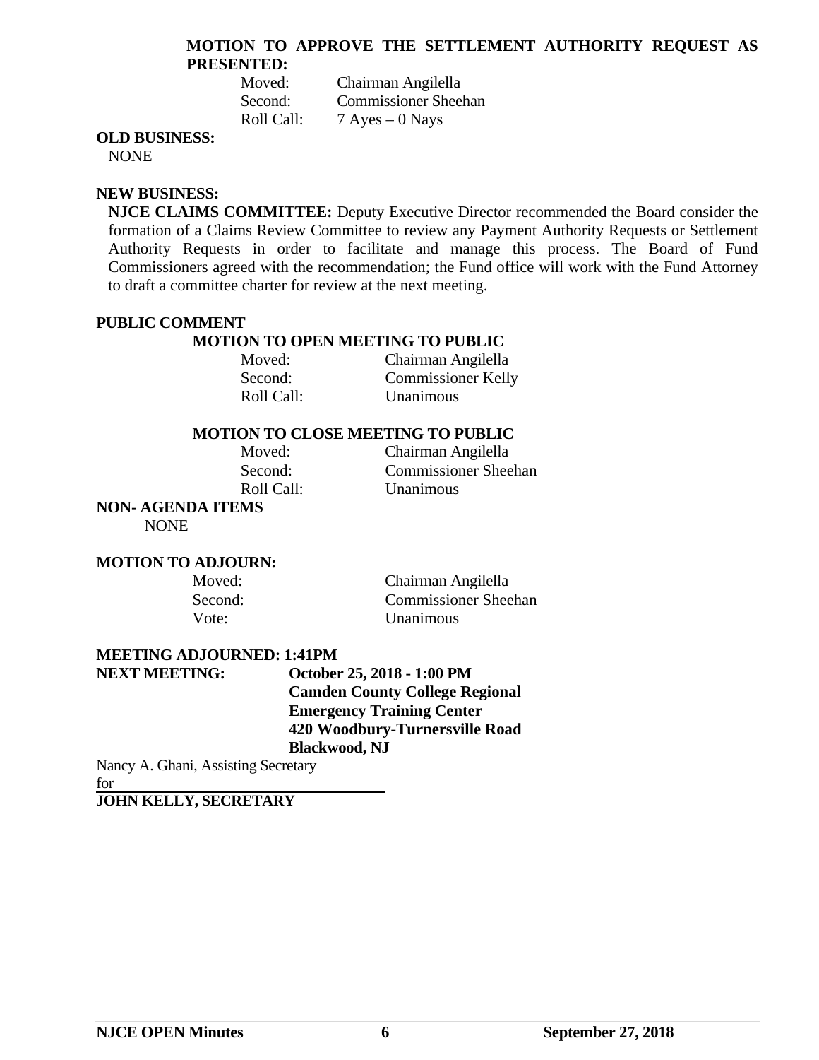**MOTION TO APPROVE THE SETTLEMENT AUTHORITY REQUEST AS PRESENTED:**

Moved: Chairman Angilella
Second: Commissioner Sheehan
Roll Call: 7 Ayes – 0 Nays

**OLD BUSINESS:**
NONE

**NEW BUSINESS:**

**NJCE CLAIMS COMMITTEE:** Deputy Executive Director recommended the Board consider the formation of a Claims Review Committee to review any Payment Authority Requests or Settlement Authority Requests in order to facilitate and manage this process. The Board of Fund Commissioners agreed with the recommendation; the Fund office will work with the Fund Attorney to draft a committee charter for review at the next meeting.

**PUBLIC COMMENT**

**MOTION TO OPEN MEETING TO PUBLIC**

Moved: Chairman Angilella
Second: Commissioner Kelly
Roll Call: Unanimous

**MOTION TO CLOSE MEETING TO PUBLIC**

Moved: Chairman Angilella
Second: Commissioner Sheehan
Roll Call: Unanimous

**NON- AGENDA ITEMS**
NONE

**MOTION TO ADJOURN:**

Moved: Chairman Angilella
Second: Commissioner Sheehan
Vote: Unanimous

**MEETING ADJOURNED: 1:41PM**

**NEXT MEETING:** **October 25, 2018 - 1:00 PM**
**Camden County College Regional**
**Emergency Training Center**
**420 Woodbury-Turnersville Road**
**Blackwood, NJ**

Nancy A. Ghani, Assisting Secretary
for

**JOHN KELLY, SECRETARY**